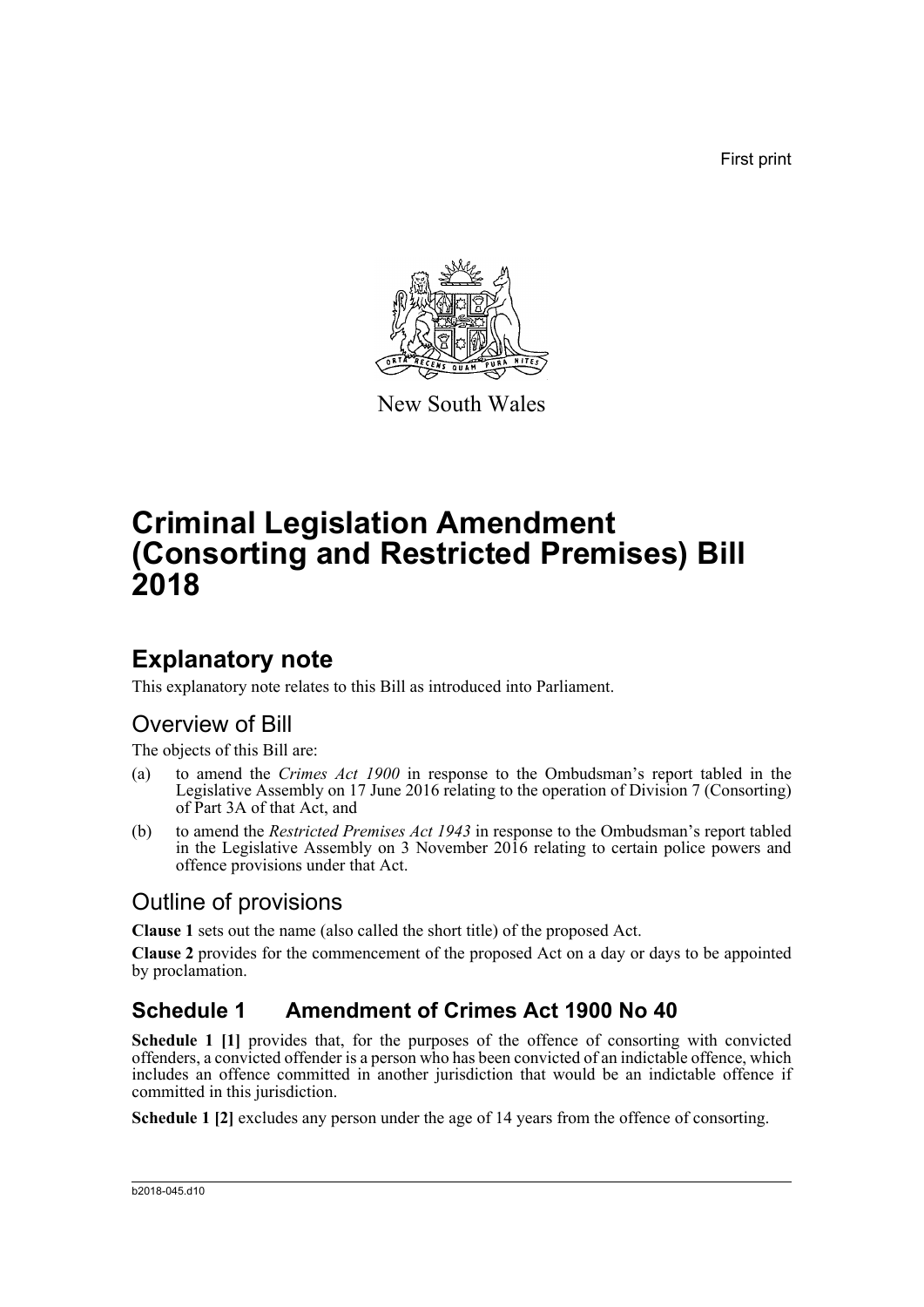First print

New South Wales

# Criminal Legislation Amendment (Consorting and Restricted Premises) Bill 2018

## Explanatory note

This explanatory note relates to this Bill as introduced into Parliament.

### Overview of Bill

The objects of this Bill are:

(a) to amend the *Crimes Act 1900* in response to the Ombudsman's report tabled in the Legislative Assembly on 17 June 2016 relating to the operation of Division 7 (Consorting) of Part 3A of that Act, and

(b) to amend the *Restricted Premises Act 1943* in response to the Ombudsman's report tabled in the Legislative Assembly on 3 November 2016 relating to certain police powers and offence provisions under that Act.

### Outline of provisions

**Clause 1** sets out the name (also called the short title) of the proposed Act.

**Clause 2** provides for the commencement of the proposed Act on a day or days to be appointed by proclamation.

## Schedule 1 Amendment of Crimes Act 1900 No 40

**Schedule 1 [1]** provides that, for the purposes of the offence of consorting with convicted offenders, a convicted offender is a person who has been convicted of an indictable offence, which includes an offence committed in another jurisdiction that would be an indictable offence if committed in this jurisdiction.

**Schedule 1 [2]** excludes any person under the age of 14 years from the offence of consorting.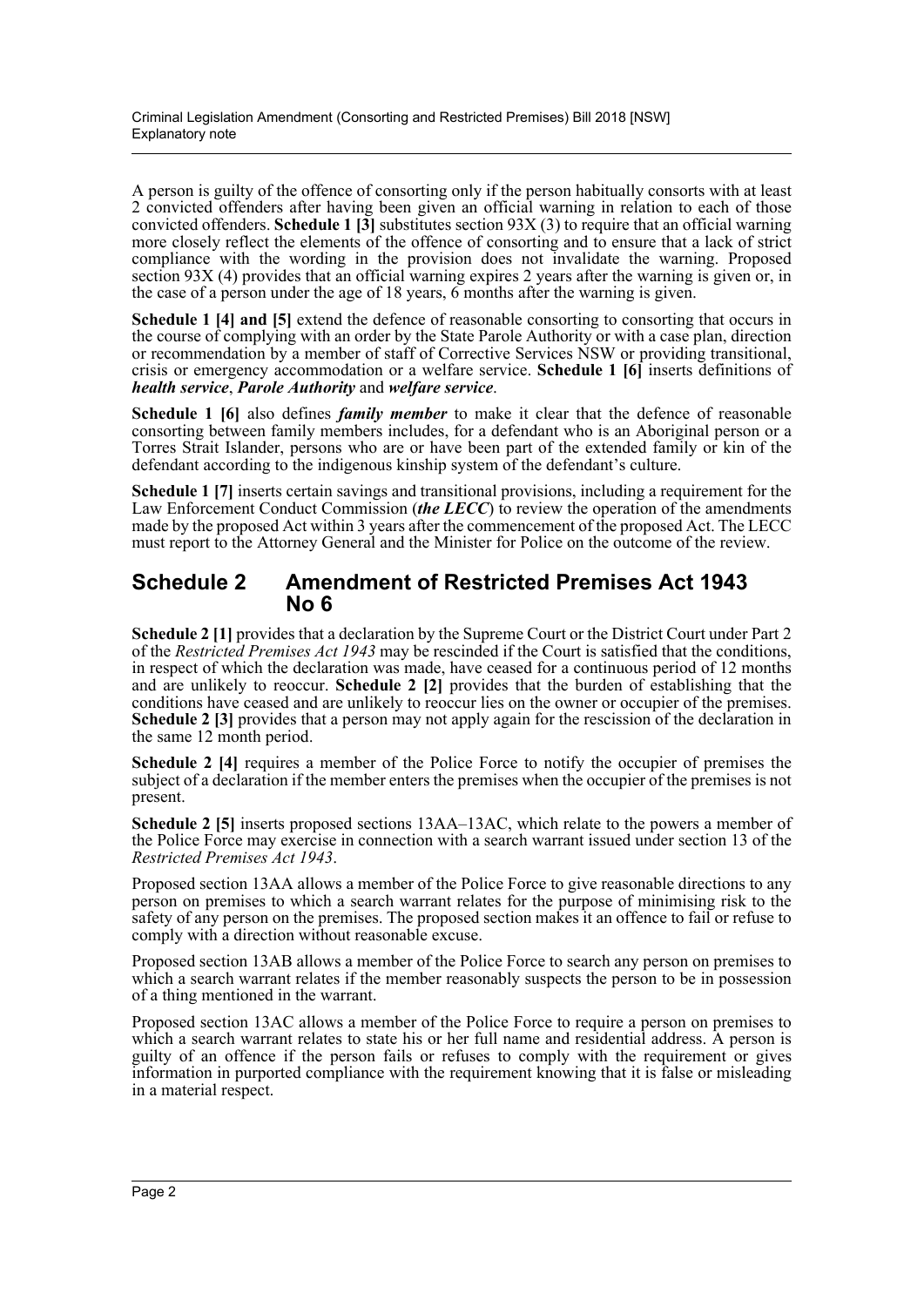A person is guilty of the offence of consorting only if the person habitually consorts with at least 2 convicted offenders after having been given an official warning in relation to each of those convicted offenders. **Schedule 1 [3]** substitutes section 93X (3) to require that an official warning more closely reflect the elements of the offence of consorting and to ensure that a lack of strict compliance with the wording in the provision does not invalidate the warning. Proposed section 93X (4) provides that an official warning expires 2 years after the warning is given or, in the case of a person under the age of 18 years, 6 months after the warning is given.

**Schedule 1 [4] and [5]** extend the defence of reasonable consorting to consorting that occurs in the course of complying with an order by the State Parole Authority or with a case plan, direction or recommendation by a member of staff of Corrective Services NSW or providing transitional, crisis or emergency accommodation or a welfare service. **Schedule 1 [6]** inserts definitions of ***health service***, ***Parole Authority*** and ***welfare service***.

**Schedule 1 [6]** also defines ***family member*** to make it clear that the defence of reasonable consorting between family members includes, for a defendant who is an Aboriginal person or a Torres Strait Islander, persons who are or have been part of the extended family or kin of the defendant according to the indigenous kinship system of the defendant's culture.

**Schedule 1 [7]** inserts certain savings and transitional provisions, including a requirement for the Law Enforcement Conduct Commission (***the LECC***) to review the operation of the amendments made by the proposed Act within 3 years after the commencement of the proposed Act. The LECC must report to the Attorney General and the Minister for Police on the outcome of the review.

## Schedule 2 Amendment of Restricted Premises Act 1943 No 6

**Schedule 2 [1]** provides that a declaration by the Supreme Court or the District Court under Part 2 of the *Restricted Premises Act 1943* may be rescinded if the Court is satisfied that the conditions, in respect of which the declaration was made, have ceased for a continuous period of 12 months and are unlikely to reoccur. **Schedule 2 [2]** provides that the burden of establishing that the conditions have ceased and are unlikely to reoccur lies on the owner or occupier of the premises. **Schedule 2 [3]** provides that a person may not apply again for the rescission of the declaration in the same 12 month period.

**Schedule 2 [4]** requires a member of the Police Force to notify the occupier of premises the subject of a declaration if the member enters the premises when the occupier of the premises is not present.

**Schedule 2 [5]** inserts proposed sections 13AA–13AC, which relate to the powers a member of the Police Force may exercise in connection with a search warrant issued under section 13 of the *Restricted Premises Act 1943*.

Proposed section 13AA allows a member of the Police Force to give reasonable directions to any person on premises to which a search warrant relates for the purpose of minimising risk to the safety of any person on the premises. The proposed section makes it an offence to fail or refuse to comply with a direction without reasonable excuse.

Proposed section 13AB allows a member of the Police Force to search any person on premises to which a search warrant relates if the member reasonably suspects the person to be in possession of a thing mentioned in the warrant.

Proposed section 13AC allows a member of the Police Force to require a person on premises to which a search warrant relates to state his or her full name and residential address. A person is guilty of an offence if the person fails or refuses to comply with the requirement or gives information in purported compliance with the requirement knowing that it is false or misleading in a material respect.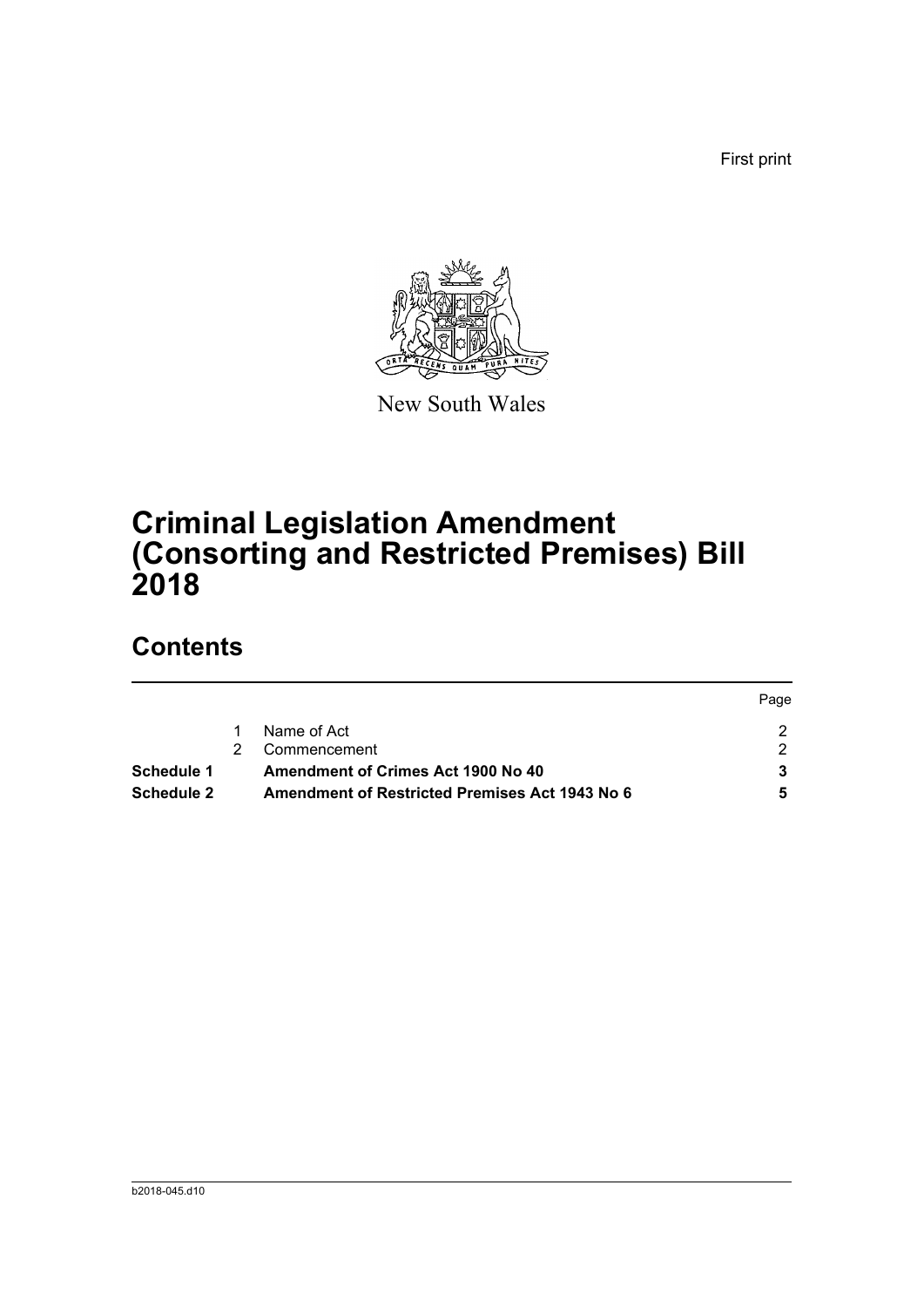First print

New South Wales

# Criminal Legislation Amendment (Consorting and Restricted Premises) Bill 2018

## Contents

| | | | Page |
|---|---|---|---|
| | 1 | Name of Act | 2 |
| | 2 | Commencement | 2 |
| **Schedule 1** | | **Amendment of Crimes Act 1900 No 40** | **3** |
| **Schedule 2** | | **Amendment of Restricted Premises Act 1943 No 6** | **5** |

b2018-045.d10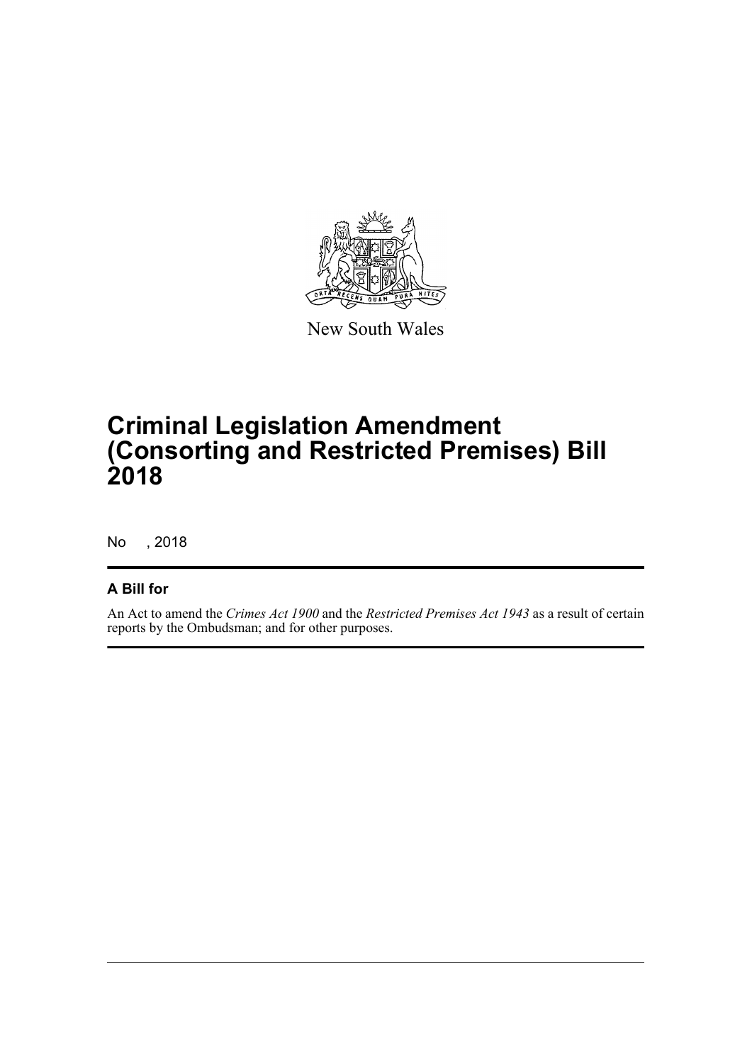New South Wales

# Criminal Legislation Amendment (Consorting and Restricted Premises) Bill 2018

No , 2018

## A Bill for

An Act to amend the *Crimes Act 1900* and the *Restricted Premises Act 1943* as a result of certain reports by the Ombudsman; and for other purposes.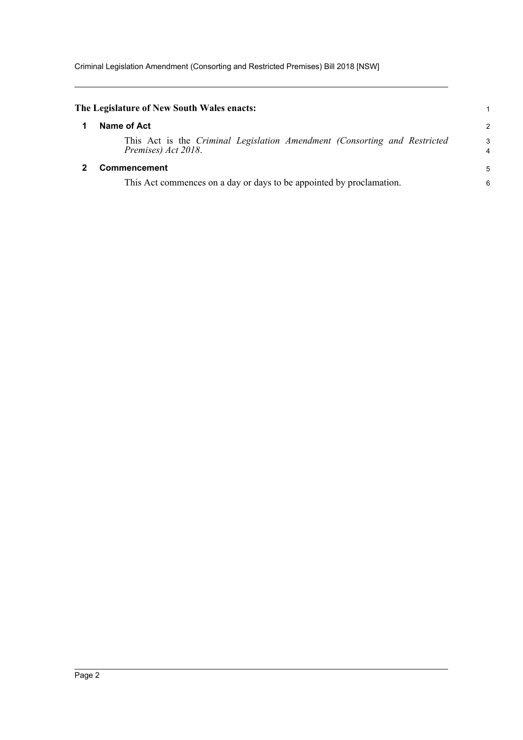**The Legislature of New South Wales enacts:**

## 1 Name of Act

This Act is the *Criminal Legislation Amendment (Consorting and Restricted Premises) Act 2018*.

## 2 Commencement

This Act commences on a day or days to be appointed by proclamation.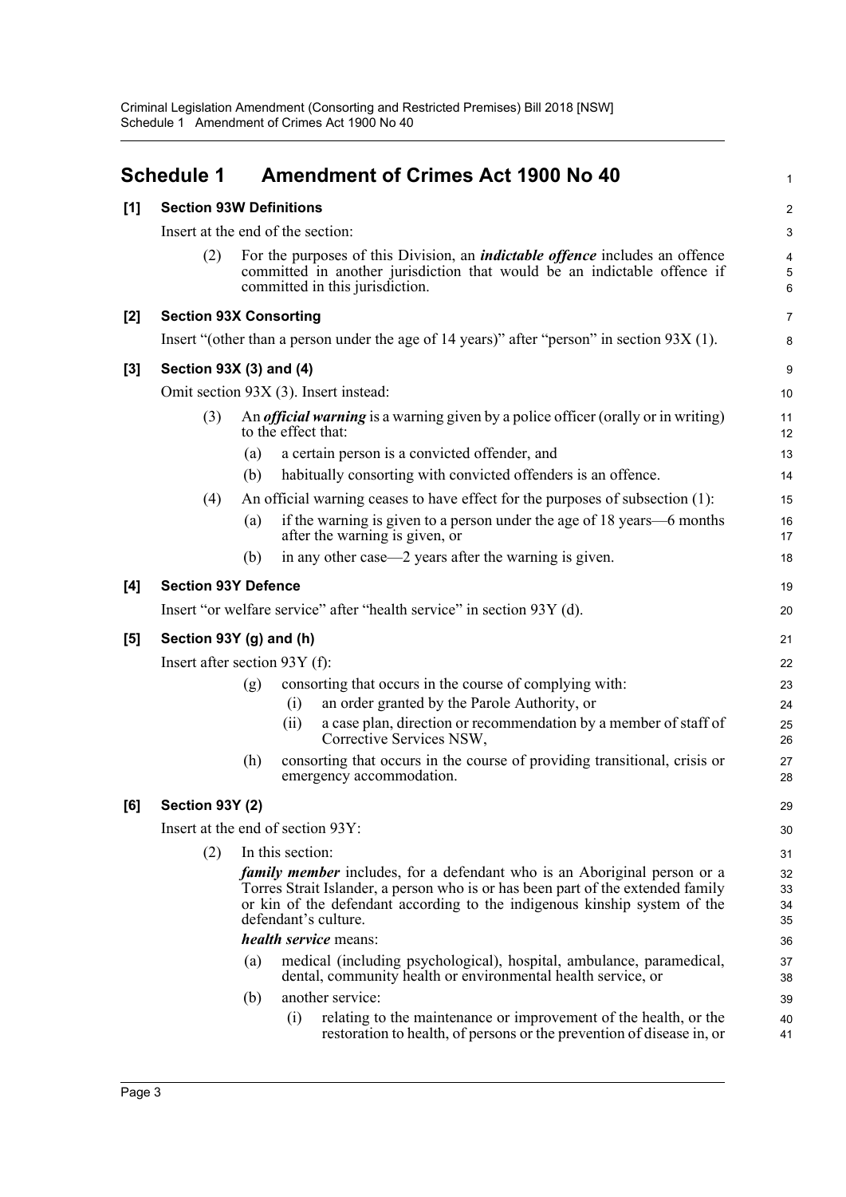## Schedule 1 Amendment of Crimes Act 1900 No 40

**[1] Section 93W Definitions**

Insert at the end of the section:

(2) For the purposes of this Division, an ***indictable offence*** includes an offence committed in another jurisdiction that would be an indictable offence if committed in this jurisdiction.

**[2] Section 93X Consorting**

Insert "(other than a person under the age of 14 years)" after "person" in section 93X (1).

**[3] Section 93X (3) and (4)**

Omit section 93X (3). Insert instead:

(3) An ***official warning*** is a warning given by a police officer (orally or in writing) to the effect that:

(a) a certain person is a convicted offender, and

(b) habitually consorting with convicted offenders is an offence.

(4) An official warning ceases to have effect for the purposes of subsection (1):

(a) if the warning is given to a person under the age of 18 years—6 months after the warning is given, or

(b) in any other case—2 years after the warning is given.

**[4] Section 93Y Defence**

Insert "or welfare service" after "health service" in section 93Y (d).

**[5] Section 93Y (g) and (h)**

Insert after section 93Y (f):

(g) consorting that occurs in the course of complying with:

(i) an order granted by the Parole Authority, or

(ii) a case plan, direction or recommendation by a member of staff of Corrective Services NSW,

(h) consorting that occurs in the course of providing transitional, crisis or emergency accommodation.

**[6] Section 93Y (2)**

Insert at the end of section 93Y:

(2) In this section:

***family member*** includes, for a defendant who is an Aboriginal person or a Torres Strait Islander, a person who is or has been part of the extended family or kin of the defendant according to the indigenous kinship system of the defendant's culture.

***health service*** means:

(a) medical (including psychological), hospital, ambulance, paramedical, dental, community health or environmental health service, or

(b) another service:

(i) relating to the maintenance or improvement of the health, or the restoration to health, of persons or the prevention of disease in, or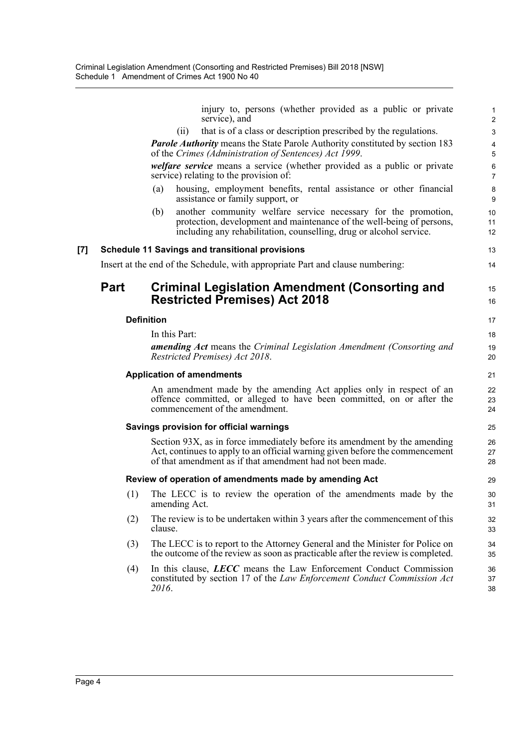injury to, persons (whether provided as a public or private service), and

(ii) that is of a class or description prescribed by the regulations.

***Parole Authority*** means the State Parole Authority constituted by section 183 of the *Crimes (Administration of Sentences) Act 1999*.

***welfare service*** means a service (whether provided as a public or private service) relating to the provision of:

(a) housing, employment benefits, rental assistance or other financial assistance or family support, or

(b) another community welfare service necessary for the promotion, protection, development and maintenance of the well-being of persons, including any rehabilitation, counselling, drug or alcohol service.

**[7] Schedule 11 Savings and transitional provisions**

Insert at the end of the Schedule, with appropriate Part and clause numbering:

## Part Criminal Legislation Amendment (Consorting and Restricted Premises) Act 2018

#### Definition

In this Part:

***amending Act*** means the *Criminal Legislation Amendment (Consorting and Restricted Premises) Act 2018*.

#### Application of amendments

An amendment made by the amending Act applies only in respect of an offence committed, or alleged to have been committed, on or after the commencement of the amendment.

#### Savings provision for official warnings

Section 93X, as in force immediately before its amendment by the amending Act, continues to apply to an official warning given before the commencement of that amendment as if that amendment had not been made.

#### Review of operation of amendments made by amending Act

(1) The LECC is to review the operation of the amendments made by the amending Act.

(2) The review is to be undertaken within 3 years after the commencement of this clause.

(3) The LECC is to report to the Attorney General and the Minister for Police on the outcome of the review as soon as practicable after the review is completed.

(4) In this clause, ***LECC*** means the Law Enforcement Conduct Commission constituted by section 17 of the *Law Enforcement Conduct Commission Act 2016*.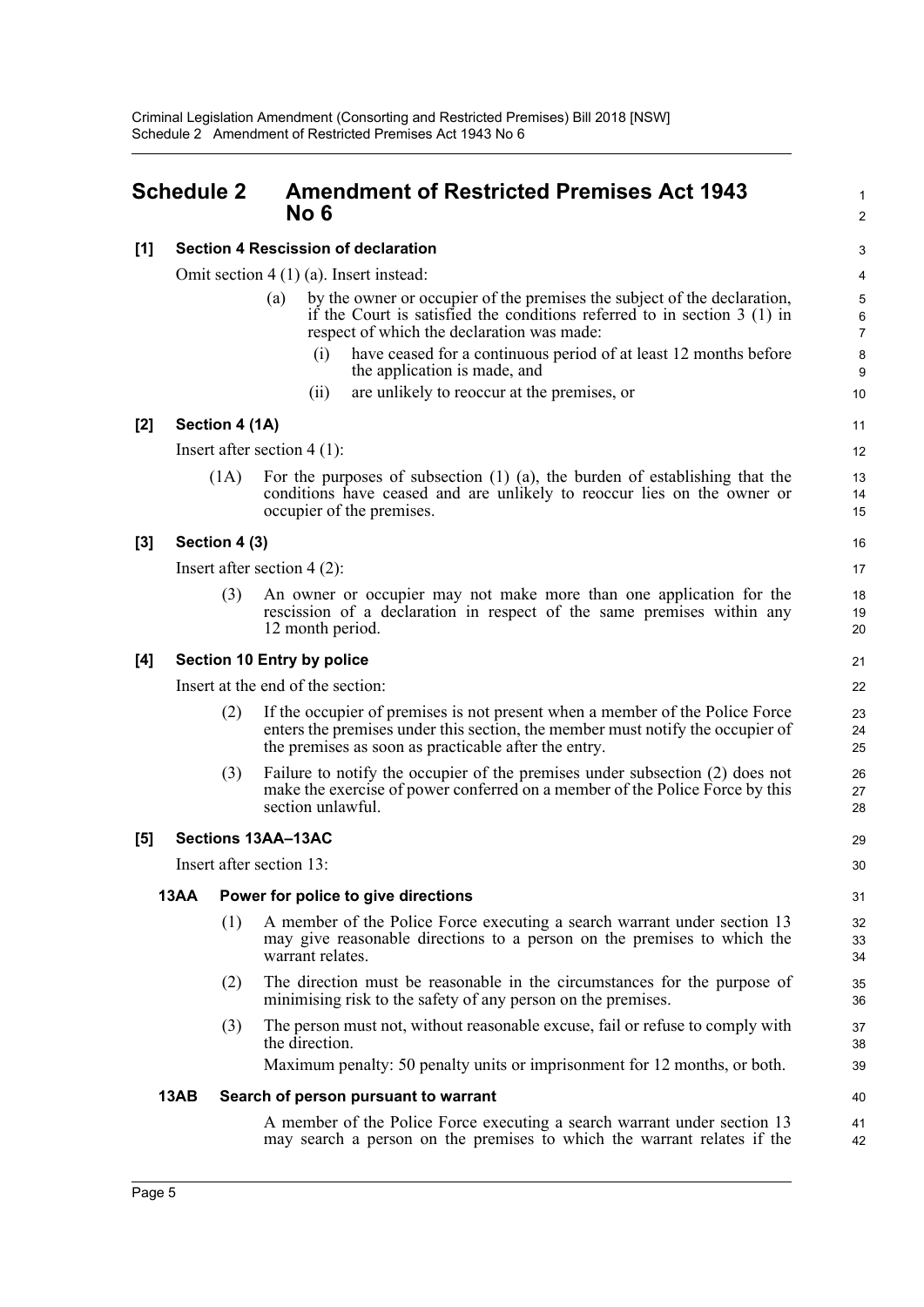## Schedule 2 Amendment of Restricted Premises Act 1943 No 6

**[1] Section 4 Rescission of declaration**

Omit section 4 (1) (a). Insert instead:

(a) by the owner or occupier of the premises the subject of the declaration, if the Court is satisfied the conditions referred to in section 3 (1) in respect of which the declaration was made:

(i) have ceased for a continuous period of at least 12 months before the application is made, and

(ii) are unlikely to reoccur at the premises, or

**[2] Section 4 (1A)**

Insert after section 4 (1):

(1A) For the purposes of subsection (1) (a), the burden of establishing that the conditions have ceased and are unlikely to reoccur lies on the owner or occupier of the premises.

**[3] Section 4 (3)**

Insert after section 4 (2):

(3) An owner or occupier may not make more than one application for the rescission of a declaration in respect of the same premises within any 12 month period.

**[4] Section 10 Entry by police**

Insert at the end of the section:

(2) If the occupier of premises is not present when a member of the Police Force enters the premises under this section, the member must notify the occupier of the premises as soon as practicable after the entry.

(3) Failure to notify the occupier of the premises under subsection (2) does not make the exercise of power conferred on a member of the Police Force by this section unlawful.

**[5] Sections 13AA–13AC**

Insert after section 13:

**13AA Power for police to give directions**

(1) A member of the Police Force executing a search warrant under section 13 may give reasonable directions to a person on the premises to which the warrant relates.

(2) The direction must be reasonable in the circumstances for the purpose of minimising risk to the safety of any person on the premises.

(3) The person must not, without reasonable excuse, fail or refuse to comply with the direction.

Maximum penalty: 50 penalty units or imprisonment for 12 months, or both.

**13AB Search of person pursuant to warrant**

A member of the Police Force executing a search warrant under section 13 may search a person on the premises to which the warrant relates if the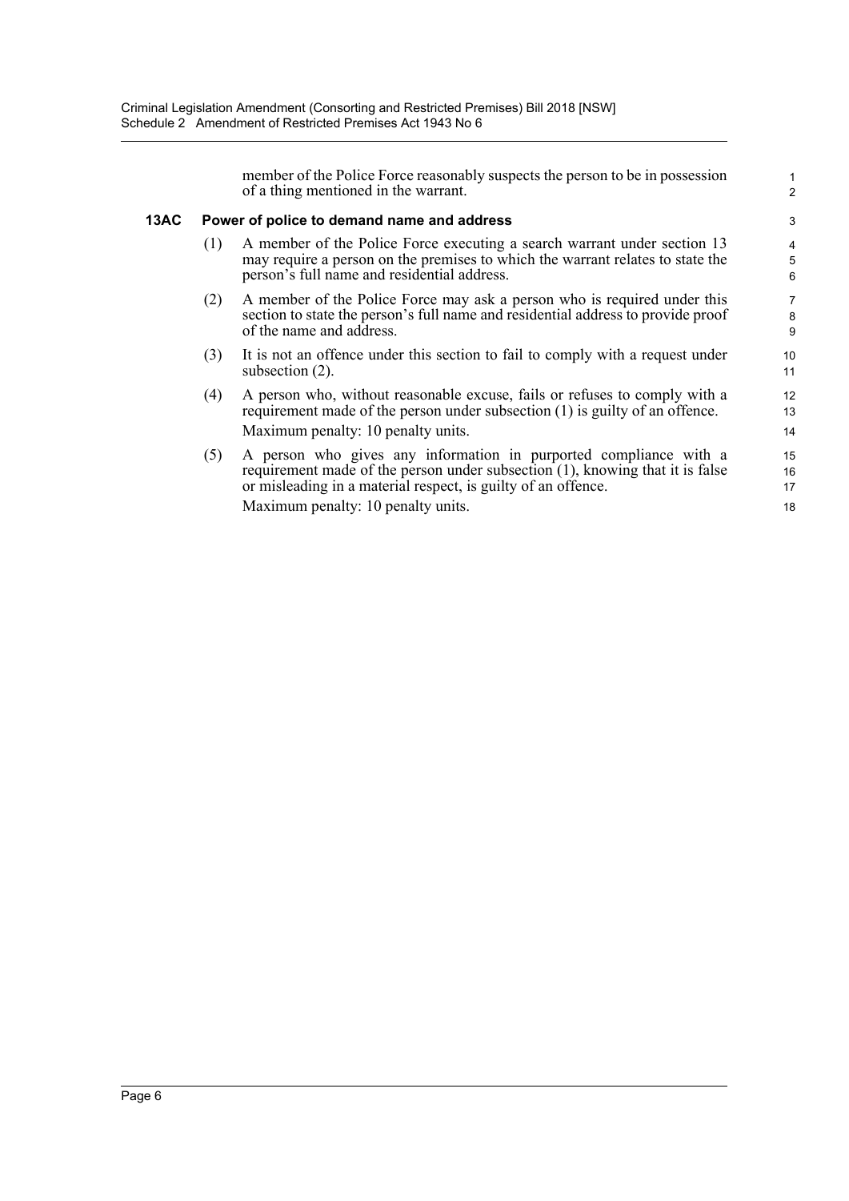member of the Police Force reasonably suspects the person to be in possession of a thing mentioned in the warrant.

**13AC Power of police to demand name and address**

(1) A member of the Police Force executing a search warrant under section 13 may require a person on the premises to which the warrant relates to state the person's full name and residential address.

(2) A member of the Police Force may ask a person who is required under this section to state the person's full name and residential address to provide proof of the name and address.

(3) It is not an offence under this section to fail to comply with a request under subsection (2).

(4) A person who, without reasonable excuse, fails or refuses to comply with a requirement made of the person under subsection (1) is guilty of an offence.

Maximum penalty: 10 penalty units.

(5) A person who gives any information in purported compliance with a requirement made of the person under subsection (1), knowing that it is false or misleading in a material respect, is guilty of an offence.

Maximum penalty: 10 penalty units.